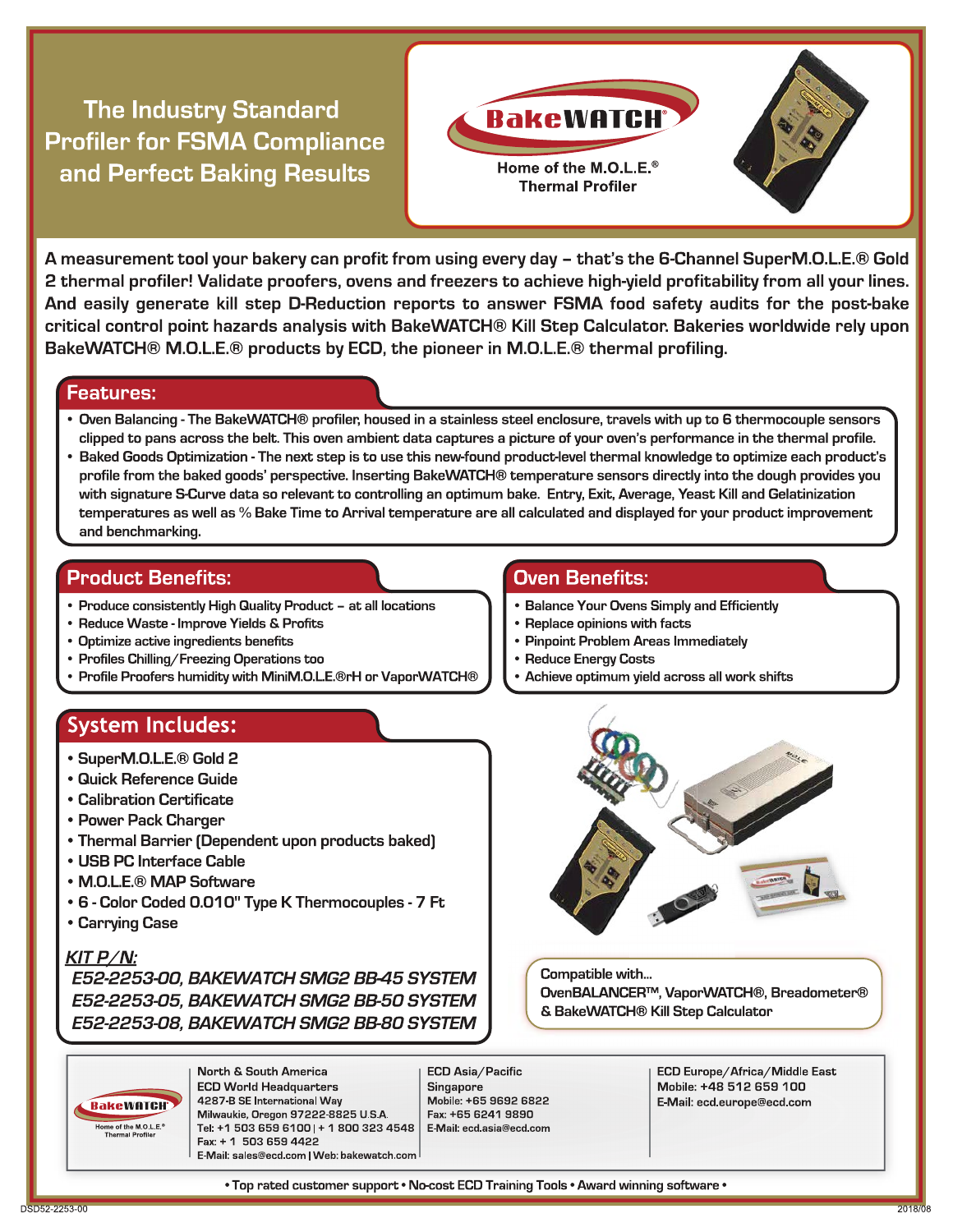# The Industry Standard Profiler for FSMA Compliance and Perfect Baking Results

BakeWATCH®

Home of the M.O.L.E.® Thermal Profiler

**A measurement tool your bakery can profit from using every day – that's the 6-Channel SuperM.O.L.E.® Gold 2 thermal profiler! Validate proofers, ovens and freezers to achieve high-yield profitability from all your lines. And easily generate kill step D-Reduction reports to answer FSMA food safety audits for the post-bake critical control point hazards analysis with BakeWATCH® Kill Step Calculator. Bakeries worldwide rely upon BakeWATCH® M.O.L.E.® products by ECD, the pioneer in M.O.L.E.® thermal profiling.**

## Features:

- Oven Balancing - The BakeWATCH® profiler, housed in a stainless steel enclosure, travels with up to 6 thermocouple sensors clipped to pans across the belt. This oven ambient data captures a picture of your oven's performance in the thermal profile.
- Baked Goods Optimization - The next step is to use this new-found product-level thermal knowledge to optimize each product's profile from the baked goods' perspective. Inserting BakeWATCH® temperature sensors directly into the dough provides you with signature S-Curve data so relevant to controlling an optimum bake. Entry, Exit, Average, Yeast Kill and Gelatinization temperatures as well as % Bake Time to Arrival temperature are all calculated and displayed for your product improvement and benchmarking.

## Product Benefits:

- Produce consistently High Quality Product – at all locations
- Reduce Waste - Improve Yields & Profits
- Optimize active ingredients benefits
- Profiles Chilling/Freezing Operations too
- Profile Proofers humidity with MiniM.O.L.E.®rH or VaporWATCH®

## Oven Benefits:

- Balance Your Ovens Simply and Efficiently
- Replace opinions with facts
- Pinpoint Problem Areas Immediately
- Reduce Energy Costs
- Achieve optimum yield across all work shifts

## System Includes:

- SuperM.O.L.E.® Gold 2
- Quick Reference Guide
- Calibration Certificate
- Power Pack Charger
- Thermal Barrier (Dependent upon products baked)
- USB PC Interface Cable
- M.O.L.E.® MAP Software
- 6 - Color Coded 0.010" Type K Thermocouples - 7 Ft
- Carrying Case

*KIT P/N:*

*E52-2253-00, BAKEWATCH SMG2 BB-45 SYSTEM*
*E52-2253-05, BAKEWATCH SMG2 BB-50 SYSTEM*
*E52-2253-08, BAKEWATCH SMG2 BB-80 SYSTEM*

Compatible with...
OvenBALANCER™, VaporWATCH®, Breadometer® & BakeWATCH® Kill Step Calculator

---

BakeWATCH® Home of the M.O.L.E.® Thermal Profiler

**North & South America**
ECD World Headquarters
4287-B SE International Way
Milwaukie, Oregon 97222-8825 U.S.A.
Tel: +1 503 659 6100 | + 1 800 323 4548
Fax: + 1 503 659 4422
E-Mail: sales@ecd.com | Web: bakewatch.com

**ECD Asia/Pacific**
Singapore
Mobile: +65 9692 6822
Fax: +65 6241 9890
E-Mail: ecd.asia@ecd.com

**ECD Europe/Africa/Middle East**
Mobile: +48 512 659 100
E-Mail: ecd.europe@ecd.com

• Top rated customer support • No-cost ECD Training Tools • Award winning software •

DSD52-2253-00 2018/08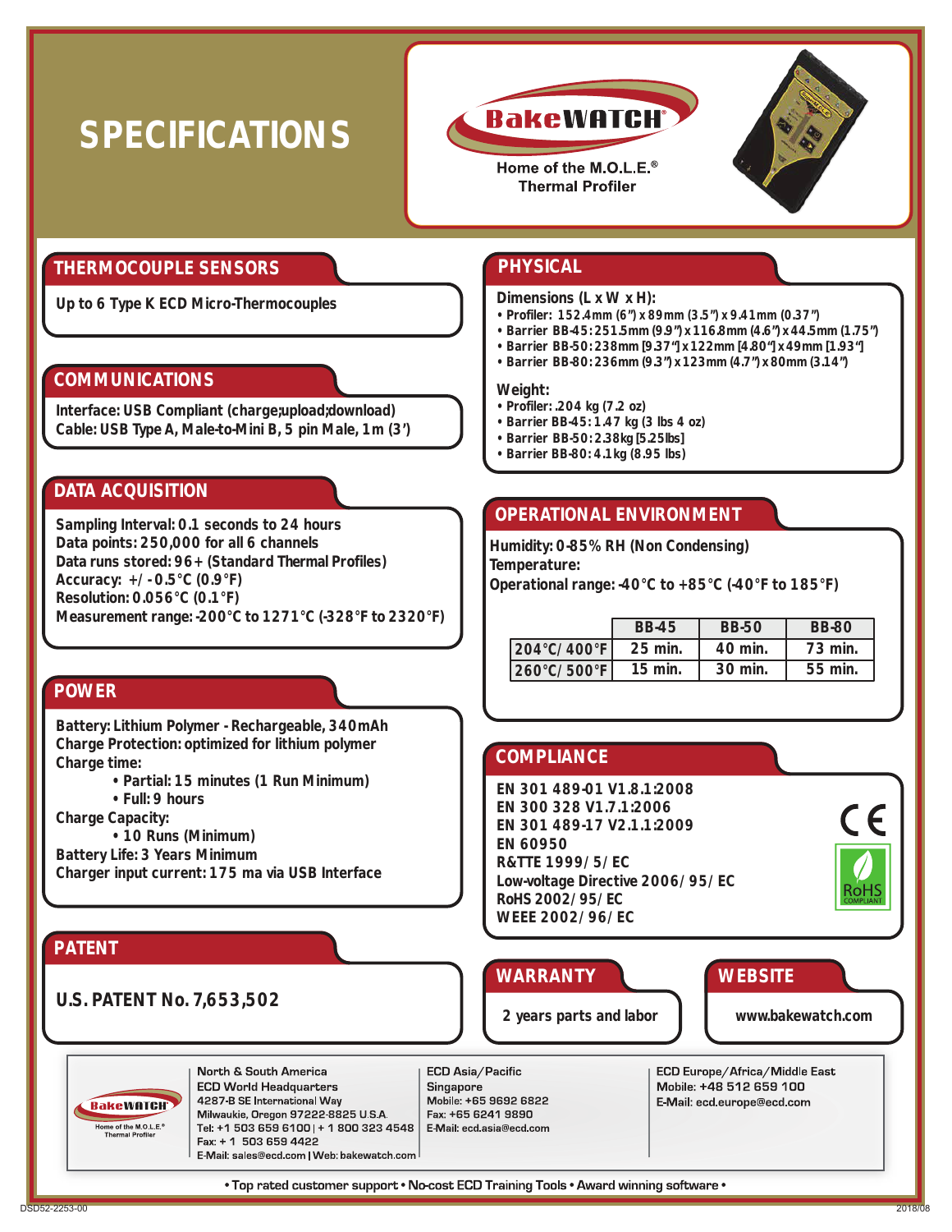# SPECIFICATIONS

BakeWATCH®
Home of the M.O.L.E.® Thermal Profiler

## THERMOCOUPLE SENSORS

Up to 6 Type K ECD Micro-Thermocouples

## COMMUNICATIONS

Interface: USB Compliant (charge;upload;download)
Cable: USB Type A, Male-to-Mini B, 5 pin Male, 1m (3')

## DATA ACQUISITION

Sampling Interval: 0.1 seconds to 24 hours
Data points: 250,000 for all 6 channels
Data runs stored: 96+ (Standard Thermal Profiles)
Accuracy: +/- 0.5°C (0.9°F)
Resolution: 0.056°C (0.1°F)
Measurement range: -200°C to 1271°C (-328°F to 2320°F)

## POWER

Battery: Lithium Polymer - Rechargeable, 340mAh
Charge Protection: optimized for lithium polymer
Charge time:
- Partial: 15 minutes (1 Run Minimum)
- Full: 9 hours

Charge Capacity:
- 10 Runs (Minimum)

Battery Life: 3 Years Minimum
Charger input current: 175 ma via USB Interface

## PATENT

U.S. PATENT No. 7,653,502

## PHYSICAL

Dimensions (L x W x H):
- Profiler: 152.4mm (6") x 89mm (3.5") x 9.41mm (0.37")
- Barrier BB-45: 251.5mm (9.9") x 116.8mm (4.6") x 44.5mm (1.75")
- Barrier BB-50: 238mm [9.37"] x 122mm [4.80"] x 49mm [1.93"]
- Barrier BB-80: 236mm (9.3") x 123mm (4.7") x 80mm (3.14")

Weight:
- Profiler: .204 kg (7.2 oz)
- Barrier BB-45: 1.47 kg (3 lbs 4 oz)
- Barrier BB-50: 2.38kg [5.25lbs]
- Barrier BB-80: 4.1kg (8.95 lbs)

## OPERATIONAL ENVIRONMENT

Humidity: 0-85% RH (Non Condensing)
Temperature:
Operational range: -40°C to +85°C (-40°F to 185°F)

| | BB-45 | BB-50 | BB-80 |
|---|---|---|---|
| 204°C/400°F | 25 min. | 40 min. | 73 min. |
| 260°C/500°F | 15 min. | 30 min. | 55 min. |

## COMPLIANCE

EN 301 489-01 V1.8.1:2008
EN 300 328 V1.7.1:2006
EN 301 489-17 V2.1.1:2009
EN 60950
R&TTE 1999/5/EC
Low-voltage Directive 2006/95/EC
RoHS 2002/95/EC
WEEE 2002/96/EC

CE
RoHS COMPLIANT

## WARRANTY

2 years parts and labor

## WEBSITE

www.bakewatch.com

---

BakeWATCH® Home of the M.O.L.E.® Thermal Profiler

North & South America
ECD World Headquarters
4287-B SE International Way
Milwaukie, Oregon 97222-8825 U.S.A.
Tel: +1 503 659 6100 | + 1 800 323 4548
Fax: + 1 503 659 4422
E-Mail: sales@ecd.com | Web: bakewatch.com

ECD Asia/Pacific
Singapore
Mobile: +65 9692 6822
Fax: +65 6241 9890
E-Mail: ecd.asia@ecd.com

ECD Europe/Africa/Middle East
Mobile: +48 512 659 100
E-Mail: ecd.europe@ecd.com

• Top rated customer support • No-cost ECD Training Tools • Award winning software •

DSD52-2253-00 2018/08